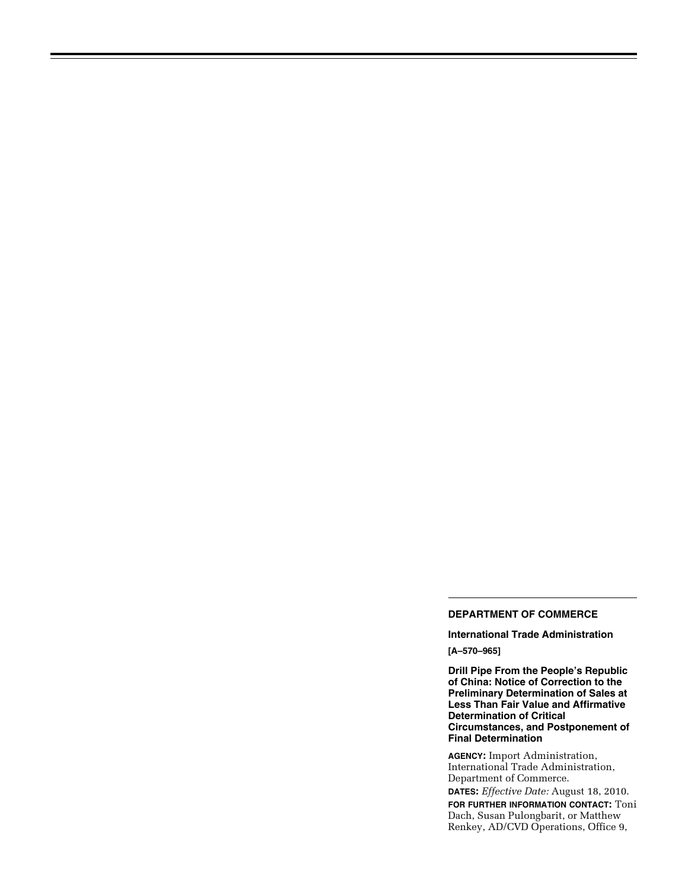**DEPARTMENT OF COMMERCE**

**International Trade Administration**

**[A–570–965]**

**Drill Pipe From the People's Republic of China: Notice of Correction to the Preliminary Determination of Sales at Less Than Fair Value and Affirmative Determination of Critical Circumstances, and Postponement of Final Determination**

**AGENCY:** Import Administration, International Trade Administration, Department of Commerce.

**DATES:** *Effective Date:* August 18, 2010.

**FOR FURTHER INFORMATION CONTACT:** Toni Dach, Susan Pulongbarit, or Matthew Renkey, AD/CVD Operations, Office 9,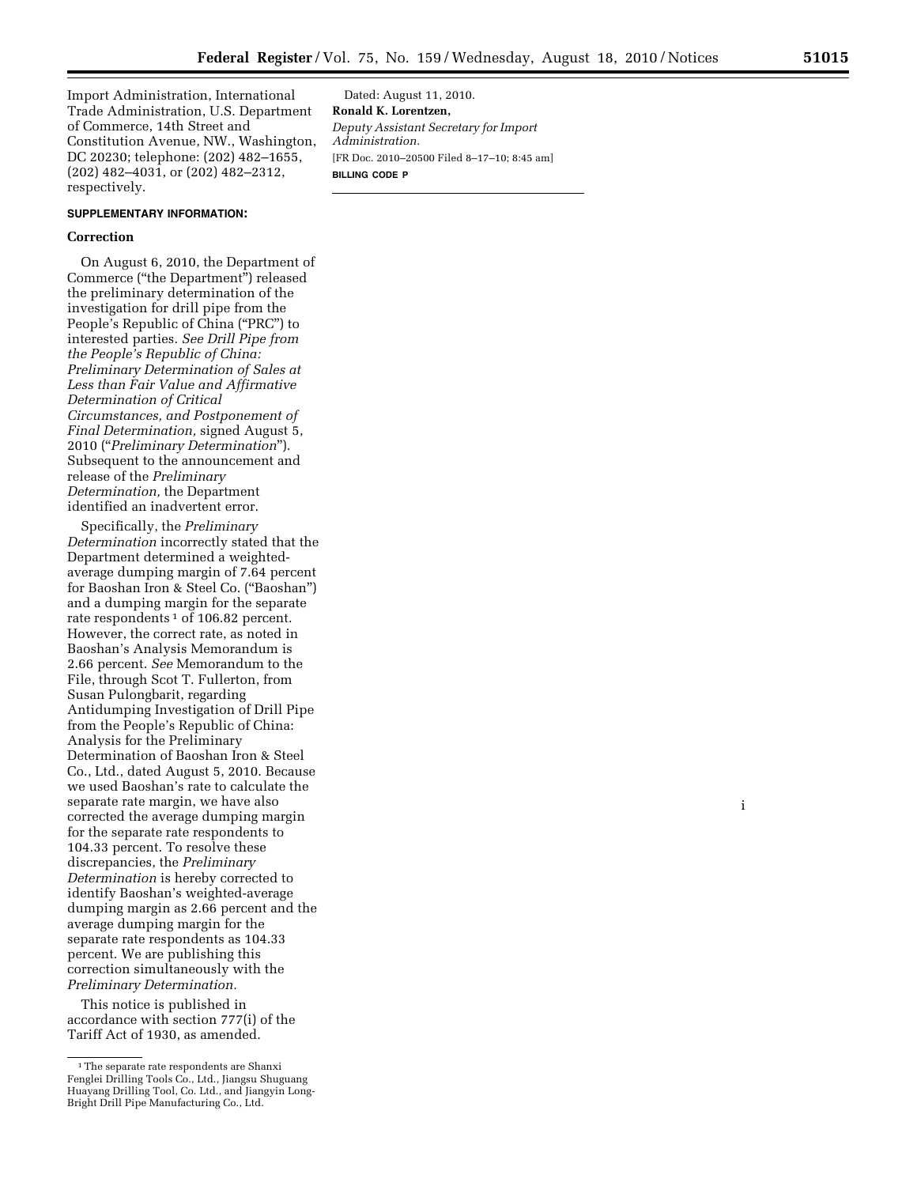Import Administration, International Trade Administration, U.S. Department of Commerce, 14th Street and Constitution Avenue, NW., Washington, DC 20230; telephone: (202) 482–1655, (202) 482–4031, or (202) 482–2312, respectively.

**SUPPLEMENTARY INFORMATION:**

**Correction**

On August 6, 2010, the Department of Commerce ("the Department") released the preliminary determination of the investigation for drill pipe from the People's Republic of China ("PRC") to interested parties. *See Drill Pipe from the People's Republic of China: Preliminary Determination of Sales at Less than Fair Value and Affirmative Determination of Critical Circumstances, and Postponement of Final Determination,* signed August 5, 2010 ("*Preliminary Determination*"). Subsequent to the announcement and release of the *Preliminary Determination,* the Department identified an inadvertent error.

Specifically, the *Preliminary Determination* incorrectly stated that the Department determined a weighted-average dumping margin of 7.64 percent for Baoshan Iron & Steel Co. ("Baoshan") and a dumping margin for the separate rate respondents [1] of 106.82 percent. However, the correct rate, as noted in Baoshan's Analysis Memorandum is 2.66 percent. *See* Memorandum to the File, through Scot T. Fullerton, from Susan Pulongbarit, regarding Antidumping Investigation of Drill Pipe from the People's Republic of China: Analysis for the Preliminary Determination of Baoshan Iron & Steel Co., Ltd., dated August 5, 2010. Because we used Baoshan's rate to calculate the separate rate margin, we have also corrected the average dumping margin for the separate rate respondents to 104.33 percent. To resolve these discrepancies, the *Preliminary Determination* is hereby corrected to identify Baoshan's weighted-average dumping margin as 2.66 percent and the average dumping margin for the separate rate respondents as 104.33 percent. We are publishing this correction simultaneously with the *Preliminary Determination.*

This notice is published in accordance with section 777(i) of the Tariff Act of 1930, as amended.

[1] The separate rate respondents are Shanxi Fenglei Drilling Tools Co., Ltd., Jiangsu Shuguang Huayang Drilling Tool, Co. Ltd., and Jiangyin Long-Bright Drill Pipe Manufacturing Co., Ltd.

Dated: August 11, 2010.

**Ronald K. Lorentzen,**

*Deputy Assistant Secretary for Import Administration.*

[FR Doc. 2010–20500 Filed 8–17–10; 8:45 am]

**BILLING CODE P**